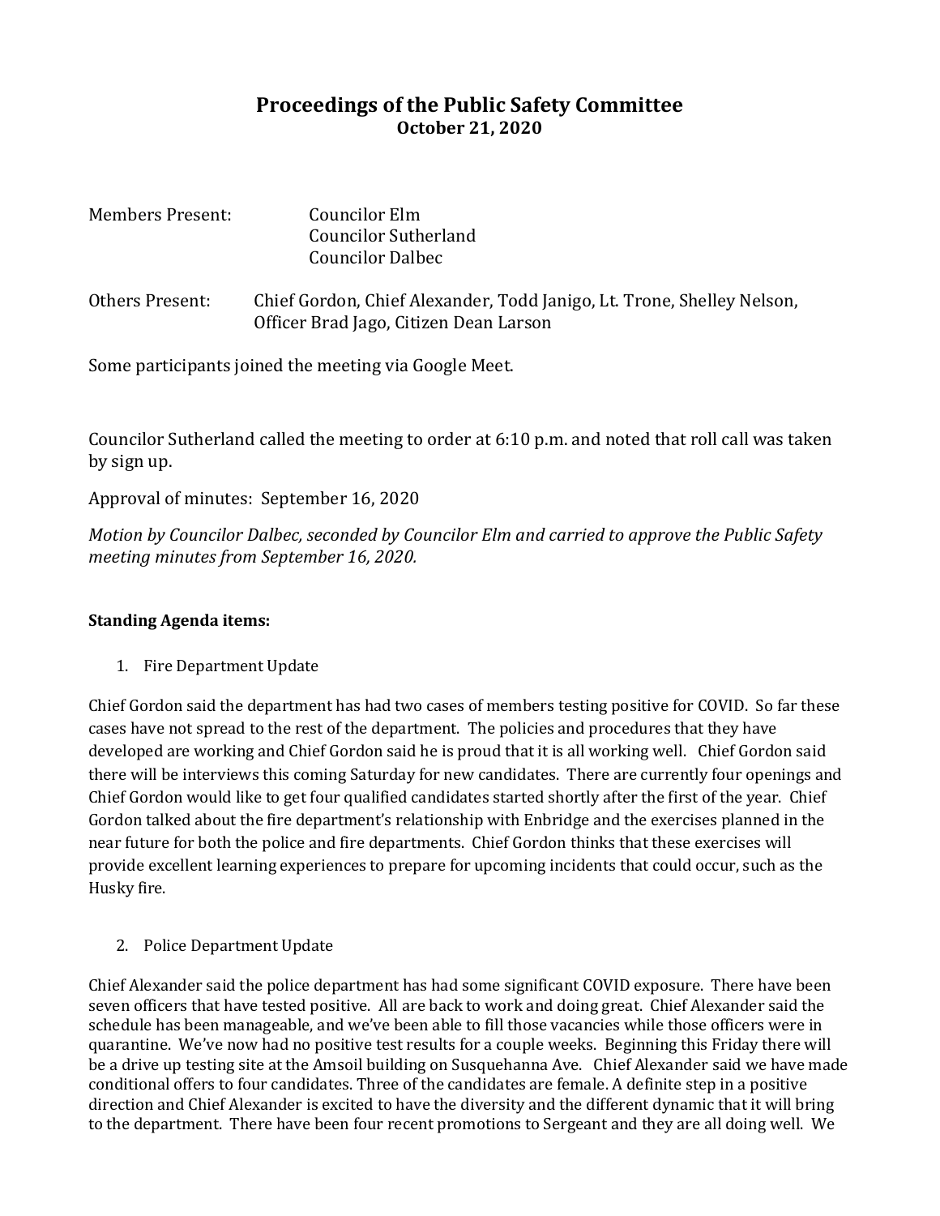# Proceedings of the Public Safety Committee

**October 21, 2020**

Members Present: Councilor Elm
Councilor Sutherland
Councilor Dalbec

Others Present: Chief Gordon, Chief Alexander, Todd Janigo, Lt. Trone, Shelley Nelson, Officer Brad Jago, Citizen Dean Larson

Some participants joined the meeting via Google Meet.

Councilor Sutherland called the meeting to order at 6:10 p.m. and noted that roll call was taken by sign up.

Approval of minutes: September 16, 2020

*Motion by Councilor Dalbec, seconded by Councilor Elm and carried to approve the Public Safety meeting minutes from September 16, 2020.*

**Standing Agenda items:**

1. Fire Department Update

Chief Gordon said the department has had two cases of members testing positive for COVID. So far these cases have not spread to the rest of the department. The policies and procedures that they have developed are working and Chief Gordon said he is proud that it is all working well. Chief Gordon said there will be interviews this coming Saturday for new candidates. There are currently four openings and Chief Gordon would like to get four qualified candidates started shortly after the first of the year. Chief Gordon talked about the fire department's relationship with Enbridge and the exercises planned in the near future for both the police and fire departments. Chief Gordon thinks that these exercises will provide excellent learning experiences to prepare for upcoming incidents that could occur, such as the Husky fire.

2. Police Department Update

Chief Alexander said the police department has had some significant COVID exposure. There have been seven officers that have tested positive. All are back to work and doing great. Chief Alexander said the schedule has been manageable, and we've been able to fill those vacancies while those officers were in quarantine. We've now had no positive test results for a couple weeks. Beginning this Friday there will be a drive up testing site at the Amsoil building on Susquehanna Ave. Chief Alexander said we have made conditional offers to four candidates. Three of the candidates are female. A definite step in a positive direction and Chief Alexander is excited to have the diversity and the different dynamic that it will bring to the department. There have been four recent promotions to Sergeant and they are all doing well. We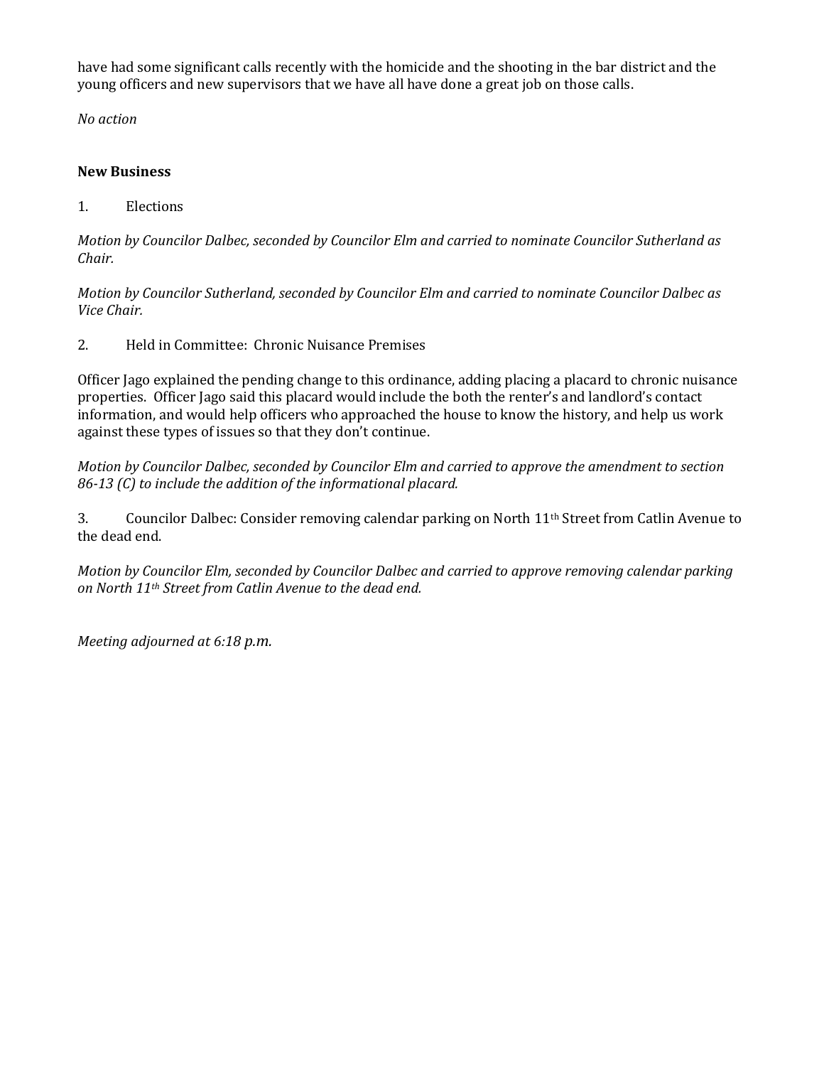have had some significant calls recently with the homicide and the shooting in the bar district and the young officers and new supervisors that we have all have done a great job on those calls.

*No action*

**New Business**

1. Elections

*Motion by Councilor Dalbec, seconded by Councilor Elm and carried to nominate Councilor Sutherland as Chair.*

*Motion by Councilor Sutherland, seconded by Councilor Elm and carried to nominate Councilor Dalbec as Vice Chair.*

2. Held in Committee: Chronic Nuisance Premises

Officer Jago explained the pending change to this ordinance, adding placing a placard to chronic nuisance properties. Officer Jago said this placard would include the both the renter's and landlord's contact information, and would help officers who approached the house to know the history, and help us work against these types of issues so that they don't continue.

*Motion by Councilor Dalbec, seconded by Councilor Elm and carried to approve the amendment to section 86-13 (C) to include the addition of the informational placard.*

3. Councilor Dalbec: Consider removing calendar parking on North 11th Street from Catlin Avenue to the dead end.

*Motion by Councilor Elm, seconded by Councilor Dalbec and carried to approve removing calendar parking on North 11th Street from Catlin Avenue to the dead end.*

*Meeting adjourned at 6:18 p.m.*